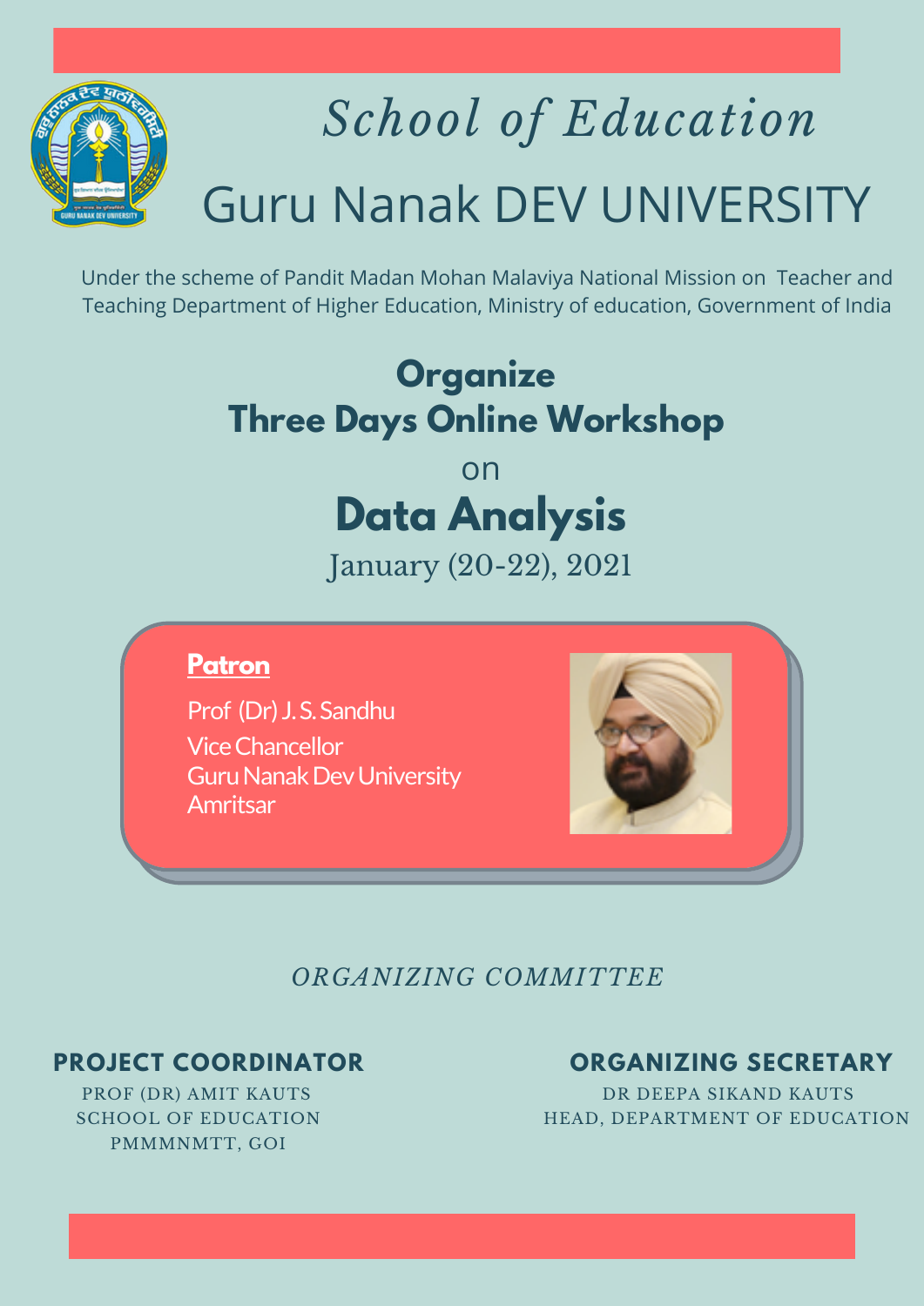# *School of Education*

# Guru Nanak DEV UNIVERSITY

Under the scheme of Pandit Madan Mohan Malaviya National Mission on Teacher and Teaching Department of Higher Education, Ministry of education, Government of India

## Organize
## Three Days Online Workshop

on

# Data Analysis

January (20-22), 2021

**Patron**

Prof (Dr) J. S. Sandhu
Vice Chancellor
Guru Nanak Dev University
Amritsar

*ORGANIZING COMMITTEE*

**PROJECT COORDINATOR**

PROF (DR) AMIT KAUTS
SCHOOL OF EDUCATION
PMMMNMTT, GOI

**ORGANIZING SECRETARY**

DR DEEPA SIKAND KAUTS
HEAD, DEPARTMENT OF EDUCATION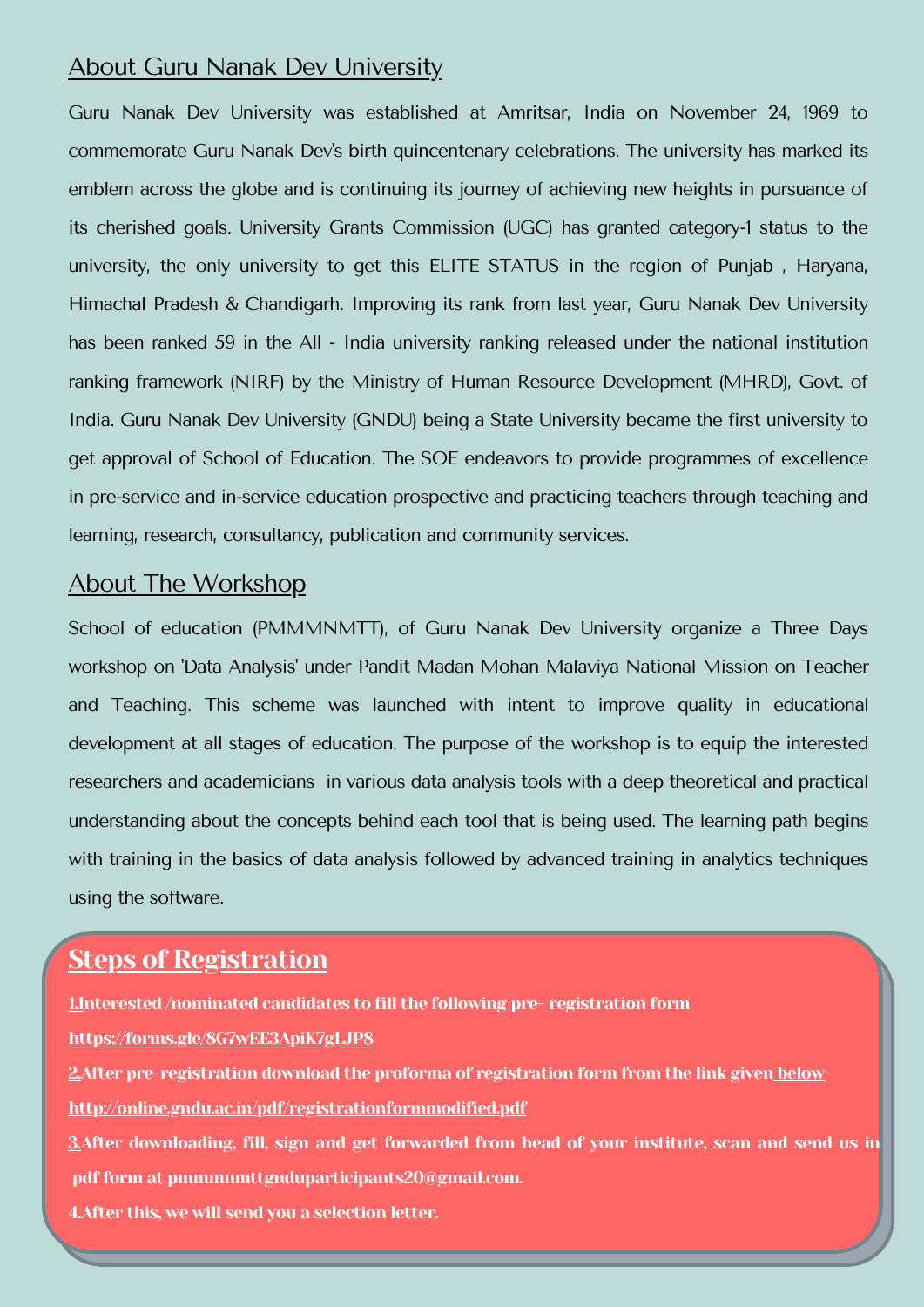## About Guru Nanak Dev University

Guru Nanak Dev University was established at Amritsar, India on November 24, 1969 to commemorate Guru Nanak Dev's birth quincentenary celebrations. The university has marked its emblem across the globe and is continuing its journey of achieving new heights in pursuance of its cherished goals. University Grants Commission (UGC) has granted category-1 status to the university, the only university to get this ELITE STATUS in the region of Punjab , Haryana, Himachal Pradesh & Chandigarh. Improving its rank from last year, Guru Nanak Dev University has been ranked 59 in the All - India university ranking released under the national institution ranking framework (NIRF) by the Ministry of Human Resource Development (MHRD), Govt. of India. Guru Nanak Dev University (GNDU) being a State University became the first university to get approval of School of Education. The SOE endeavors to provide programmes of excellence in pre-service and in-service education prospective and practicing teachers through teaching and learning, research, consultancy, publication and community services.

## About The Workshop

School of education (PMMMNMTT), of Guru Nanak Dev University organize a Three Days workshop on 'Data Analysis' under Pandit Madan Mohan Malaviya National Mission on Teacher and Teaching. This scheme was launched with intent to improve quality in educational development at all stages of education. The purpose of the workshop is to equip the interested researchers and academicians in various data analysis tools with a deep theoretical and practical understanding about the concepts behind each tool that is being used. The learning path begins with training in the basics of data analysis followed by advanced training in analytics techniques using the software.

## Steps of Registration

**1.Interested /nominated candidates to fill the following pre- registration form**
**https://forms.gle/8G7wEE3ApiK7gLJP8**

**2.After pre-registration download the proforma of registration form from the link given below**
**http://online.gndu.ac.in/pdf/registrationformmodified.pdf**

**3.After downloading, fill, sign and get forwarded from head of your institute, scan and send us in pdf form at pmmmnmttgnduparticipants20@gmail.com.**

**4.After this, we will send you a selection letter.**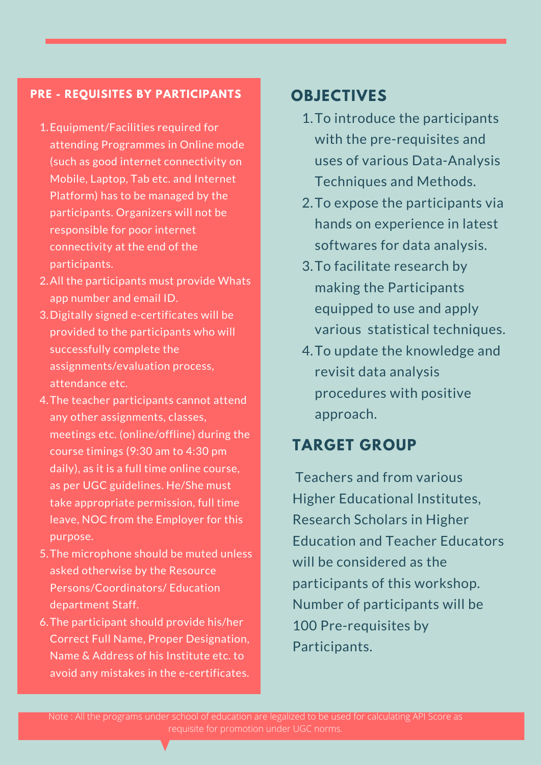## PRE - REQUISITES BY PARTICIPANTS

1. Equipment/Facilities required for attending Programmes in Online mode (such as good internet connectivity on Mobile, Laptop, Tab etc. and Internet Platform) has to be managed by the participants. Organizers will not be responsible for poor internet connectivity at the end of the participants.
2. All the participants must provide Whats app number and email ID.
3. Digitally signed e-certificates will be provided to the participants who will successfully complete the assignments/evaluation process, attendance etc.
4. The teacher participants cannot attend any other assignments, classes, meetings etc. (online/offline) during the course timings (9:30 am to 4:30 pm daily), as it is a full time online course, as per UGC guidelines. He/She must take appropriate permission, full time leave, NOC from the Employer for this purpose.
5. The microphone should be muted unless asked otherwise by the Resource Persons/Coordinators/ Education department Staff.
6. The participant should provide his/her Correct Full Name, Proper Designation, Name & Address of his Institute etc. to avoid any mistakes in the e-certificates.

## OBJECTIVES

1. To introduce the participants with the pre-requisites and uses of various Data-Analysis Techniques and Methods.
2. To expose the participants via hands on experience in latest softwares for data analysis.
3. To facilitate research by making the Participants equipped to use and apply various statistical techniques.
4. To update the knowledge and revisit data analysis procedures with positive approach.

## TARGET GROUP

Teachers and from various Higher Educational Institutes, Research Scholars in Higher Education and Teacher Educators will be considered as the participants of this workshop. Number of participants will be 100 Pre-requisites by Participants.

Note : All the programs under school of education are legalized to be used for calculating API Score as requisite for promotion under UGC norms.